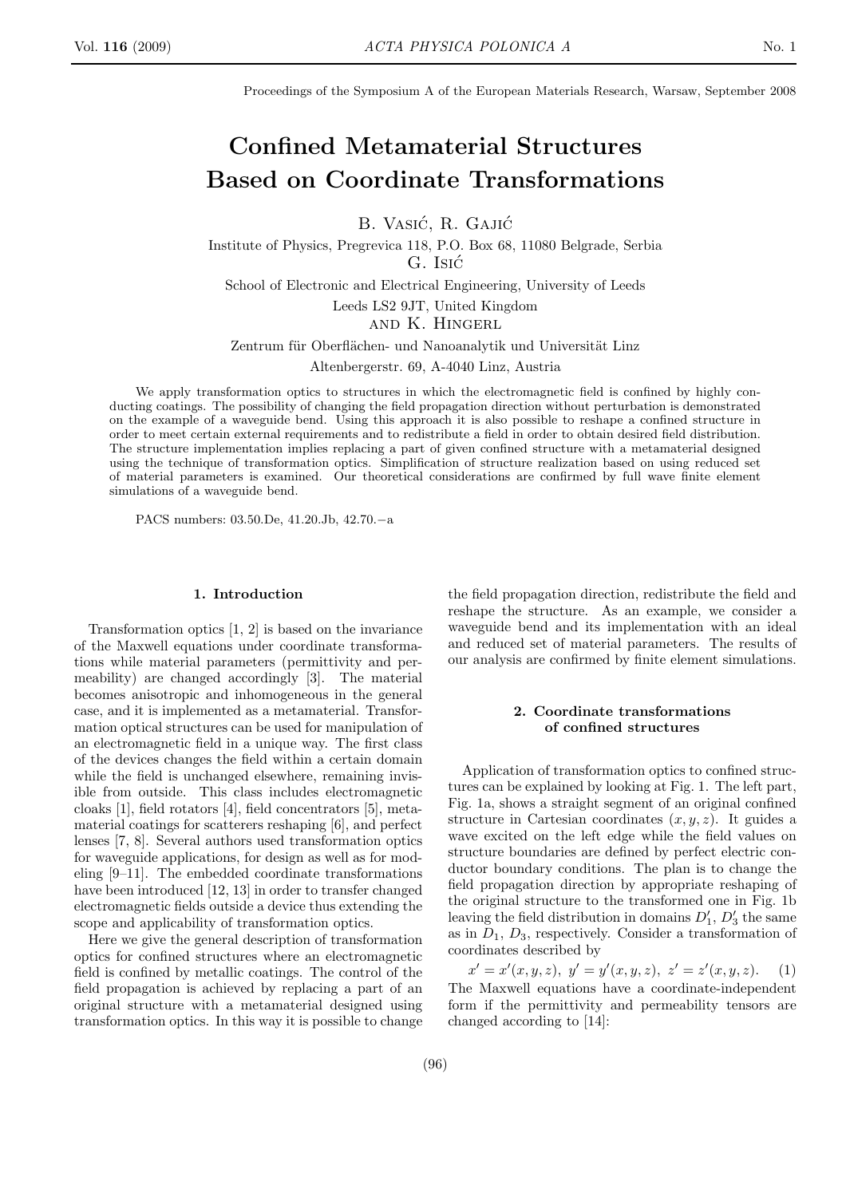Proceedings of the Symposium A of the European Materials Research, Warsaw, September 2008

# Confined Metamaterial Structures Based on Coordinate Transformations

B. Vasić, R. Gajić

Institute of Physics, Pregrevica 118, P.O. Box 68, 11080 Belgrade, Serbia

G. Isić

School of Electronic and Electrical Engineering, University of Leeds

Leeds LS2 9JT, United Kingdom

and K. Hingerl

Zentrum für Oberflächen- und Nanoanalytik und Universität Linz

Altenbergerstr. 69, A-4040 Linz, Austria

We apply transformation optics to structures in which the electromagnetic field is confined by highly conducting coatings. The possibility of changing the field propagation direction without perturbation is demonstrated on the example of a waveguide bend. Using this approach it is also possible to reshape a confined structure in order to meet certain external requirements and to redistribute a field in order to obtain desired field distribution. The structure implementation implies replacing a part of given confined structure with a metamaterial designed using the technique of transformation optics. Simplification of structure realization based on using reduced set of material parameters is examined. Our theoretical considerations are confirmed by full wave finite element simulations of a waveguide bend.

PACS numbers: 03.50.De, 41.20.Jb, 42.70.−a

## 1. Introduction

Transformation optics [1, 2] is based on the invariance of the Maxwell equations under coordinate transformations while material parameters (permittivity and permeability) are changed accordingly [3]. The material becomes anisotropic and inhomogeneous in the general case, and it is implemented as a metamaterial. Transformation optical structures can be used for manipulation of an electromagnetic field in a unique way. The first class of the devices changes the field within a certain domain while the field is unchanged elsewhere, remaining invisible from outside. This class includes electromagnetic cloaks [1], field rotators [4], field concentrators [5], metamaterial coatings for scatterers reshaping [6], and perfect lenses [7, 8]. Several authors used transformation optics for waveguide applications, for design as well as for modeling [9–11]. The embedded coordinate transformations have been introduced [12, 13] in order to transfer changed electromagnetic fields outside a device thus extending the scope and applicability of transformation optics.

Here we give the general description of transformation optics for confined structures where an electromagnetic field is confined by metallic coatings. The control of the field propagation is achieved by replacing a part of an original structure with a metamaterial designed using transformation optics. In this way it is possible to change the field propagation direction, redistribute the field and reshape the structure. As an example, we consider a waveguide bend and its implementation with an ideal and reduced set of material parameters. The results of our analysis are confirmed by finite element simulations.

## 2. Coordinate transformations of confined structures

Application of transformation optics to confined structures can be explained by looking at Fig. 1. The left part, Fig. 1a, shows a straight segment of an original confined structure in Cartesian coordinates $(x, y, z)$. It guides a wave excited on the left edge while the field values on structure boundaries are defined by perfect electric conductor boundary conditions. The plan is to change the field propagation direction by appropriate reshaping of the original structure to the transformed one in Fig. 1b leaving the field distribution in domains $D_1'$, $D_3'$ the same as in $D_1$, $D_3$, respectively. Consider a transformation of coordinates described by

$$x' = x'(x, y, z),\ y' = y'(x, y, z),\ z' = z'(x, y, z). \quad (1)$$

The Maxwell equations have a coordinate-independent form if the permittivity and permeability tensors are changed according to [14]: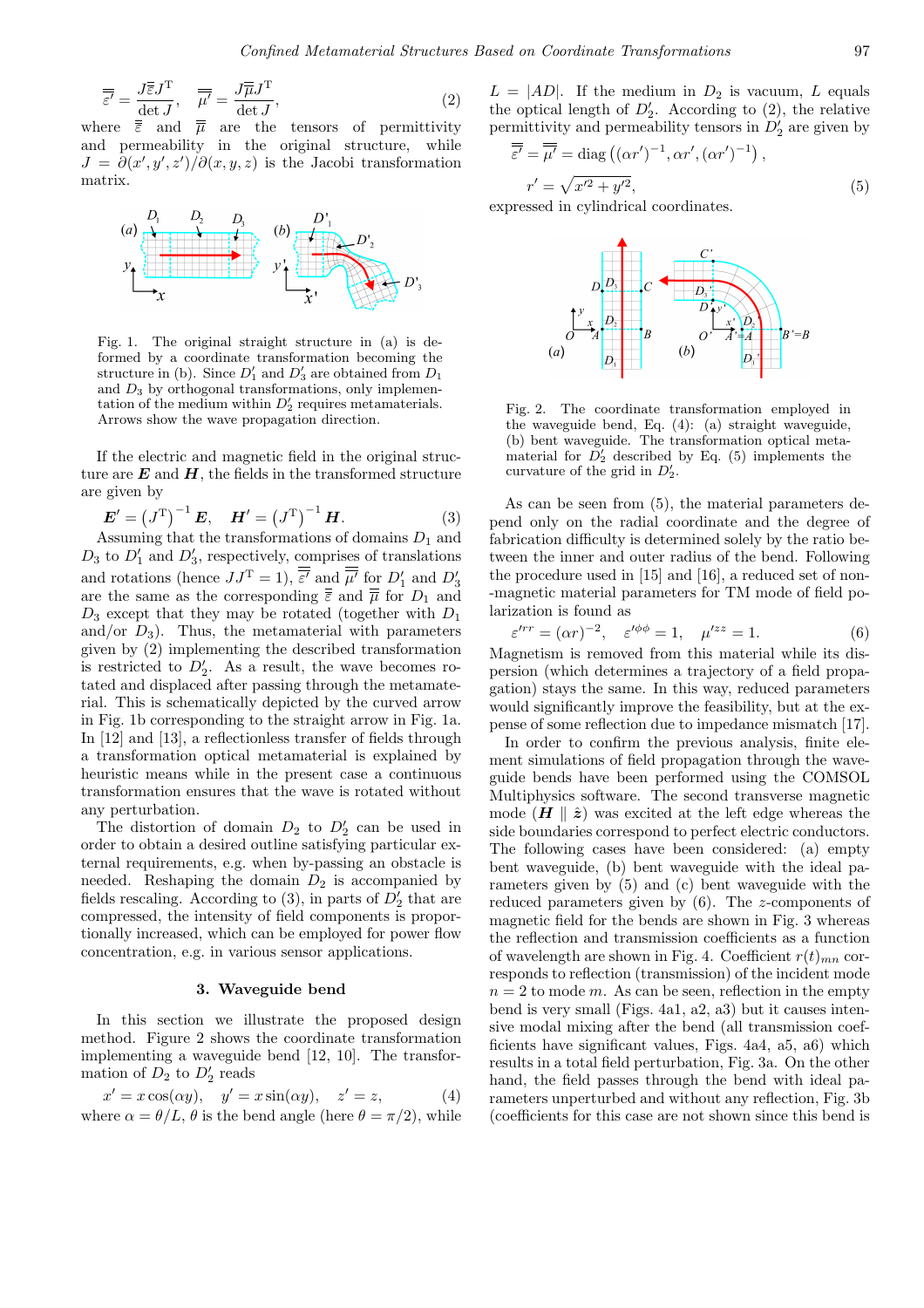$$\overline{\overline{\varepsilon'}} = \frac{J\overline{\overline{\varepsilon}}J^{\mathrm{T}}}{\det J}, \quad \overline{\overline{\mu'}} = \frac{J\overline{\overline{\mu}}J^{\mathrm{T}}}{\det J}, \tag{2}$$

where $\overline{\overline{\varepsilon}}$ and $\overline{\overline{\mu}}$ are the tensors of permittivity and permeability in the original structure, while $J = \partial(x', y', z')/\partial(x, y, z)$ is the Jacobi transformation matrix.

Fig. 1. The original straight structure in (a) is deformed by a coordinate transformation becoming the structure in (b). Since $D_1'$ and $D_3'$ are obtained from $D_1$ and $D_3$ by orthogonal transformations, only implementation of the medium within $D_2'$ requires metamaterials. Arrows show the wave propagation direction.

If the electric and magnetic field in the original structure are $\boldsymbol{E}$ and $\boldsymbol{H}$, the fields in the transformed structure are given by

$$\boldsymbol{E}' = \left(J^{\mathrm{T}}\right)^{-1}\boldsymbol{E}, \quad \boldsymbol{H}' = \left(J^{\mathrm{T}}\right)^{-1}\boldsymbol{H}. \tag{3}$$

Assuming that the transformations of domains $D_1$ and $D_3$ to $D_1'$ and $D_3'$, respectively, comprises of translations and rotations (hence $JJ^{\mathrm{T}} = 1$), $\overline{\overline{\varepsilon'}}$ and $\overline{\overline{\mu'}}$ for $D_1'$ and $D_3'$ are the same as the corresponding $\overline{\overline{\varepsilon}}$ and $\overline{\overline{\mu}}$ for $D_1$ and $D_3$ except that they may be rotated (together with $D_1$ and/or $D_3$). Thus, the metamaterial with parameters given by (2) implementing the described transformation is restricted to $D_2'$. As a result, the wave becomes rotated and displaced after passing through the metamaterial. This is schematically depicted by the curved arrow in Fig. 1b corresponding to the straight arrow in Fig. 1a. In [12] and [13], a reflectionless transfer of fields through a transformation optical metamaterial is explained by heuristic means while in the present case a continuous transformation ensures that the wave is rotated without any perturbation.

The distortion of domain $D_2$ to $D_2'$ can be used in order to obtain a desired outline satisfying particular external requirements, e.g. when by-passing an obstacle is needed. Reshaping the domain $D_2$ is accompanied by fields rescaling. According to (3), in parts of $D_2'$ that are compressed, the intensity of field components is proportionally increased, which can be employed for power flow concentration, e.g. in various sensor applications.

## 3. Waveguide bend

In this section we illustrate the proposed design method. Figure 2 shows the coordinate transformation implementing a waveguide bend [12, 10]. The transformation of $D_2$ to $D_2'$ reads

$$x' = x\cos(\alpha y), \quad y' = x\sin(\alpha y), \quad z' = z, \tag{4}$$

where $\alpha = \theta/L$, $\theta$ is the bend angle (here $\theta = \pi/2$), while $L = |AD|$. If the medium in $D_2$ is vacuum, $L$ equals the optical length of $D_2'$. According to (2), the relative permittivity and permeability tensors in $D_2'$ are given by

$$\overline{\overline{\varepsilon'}} = \overline{\overline{\mu'}} = \mathrm{diag}\left((\alpha r')^{-1}, \alpha r', (\alpha r')^{-1}\right),$$
$$r' = \sqrt{x'^2 + y'^2}, \tag{5}$$

expressed in cylindrical coordinates.

Fig. 2. The coordinate transformation employed in the waveguide bend, Eq. (4): (a) straight waveguide, (b) bent waveguide. The transformation optical metamaterial for $D_2'$ described by Eq. (5) implements the curvature of the grid in $D_2'$.

As can be seen from (5), the material parameters depend only on the radial coordinate and the degree of fabrication difficulty is determined solely by the ratio between the inner and outer radius of the bend. Following the procedure used in [15] and [16], a reduced set of non-magnetic material parameters for TM mode of field polarization is found as

$$\varepsilon'^{rr} = (\alpha r)^{-2}, \quad \varepsilon'^{\phi\phi} = 1, \quad \mu'^{zz} = 1. \tag{6}$$

Magnetism is removed from this material while its dispersion (which determines a trajectory of a field propagation) stays the same. In this way, reduced parameters would significantly improve the feasibility, but at the expense of some reflection due to impedance mismatch [17].

In order to confirm the previous analysis, finite element simulations of field propagation through the waveguide bends have been performed using the COMSOL Multiphysics software. The second transverse magnetic mode ($\boldsymbol{H} \parallel \hat{\boldsymbol{z}}$) was excited at the left edge whereas the side boundaries correspond to perfect electric conductors. The following cases have been considered: (a) empty bent waveguide, (b) bent waveguide with the ideal parameters given by (5) and (c) bent waveguide with the reduced parameters given by (6). The $z$-components of magnetic field for the bends are shown in Fig. 3 whereas the reflection and transmission coefficients as a function of wavelength are shown in Fig. 4. Coefficient $r(t)_{mn}$ corresponds to reflection (transmission) of the incident mode $n = 2$ to mode $m$. As can be seen, reflection in the empty bend is very small (Figs. 4a1, a2, a3) but it causes intensive modal mixing after the bend (all transmission coefficients have significant values, Figs. 4a4, a5, a6) which results in a total field perturbation, Fig. 3a. On the other hand, the field passes through the bend with ideal parameters unperturbed and without any reflection, Fig. 3b (coefficients for this case are not shown since this bend is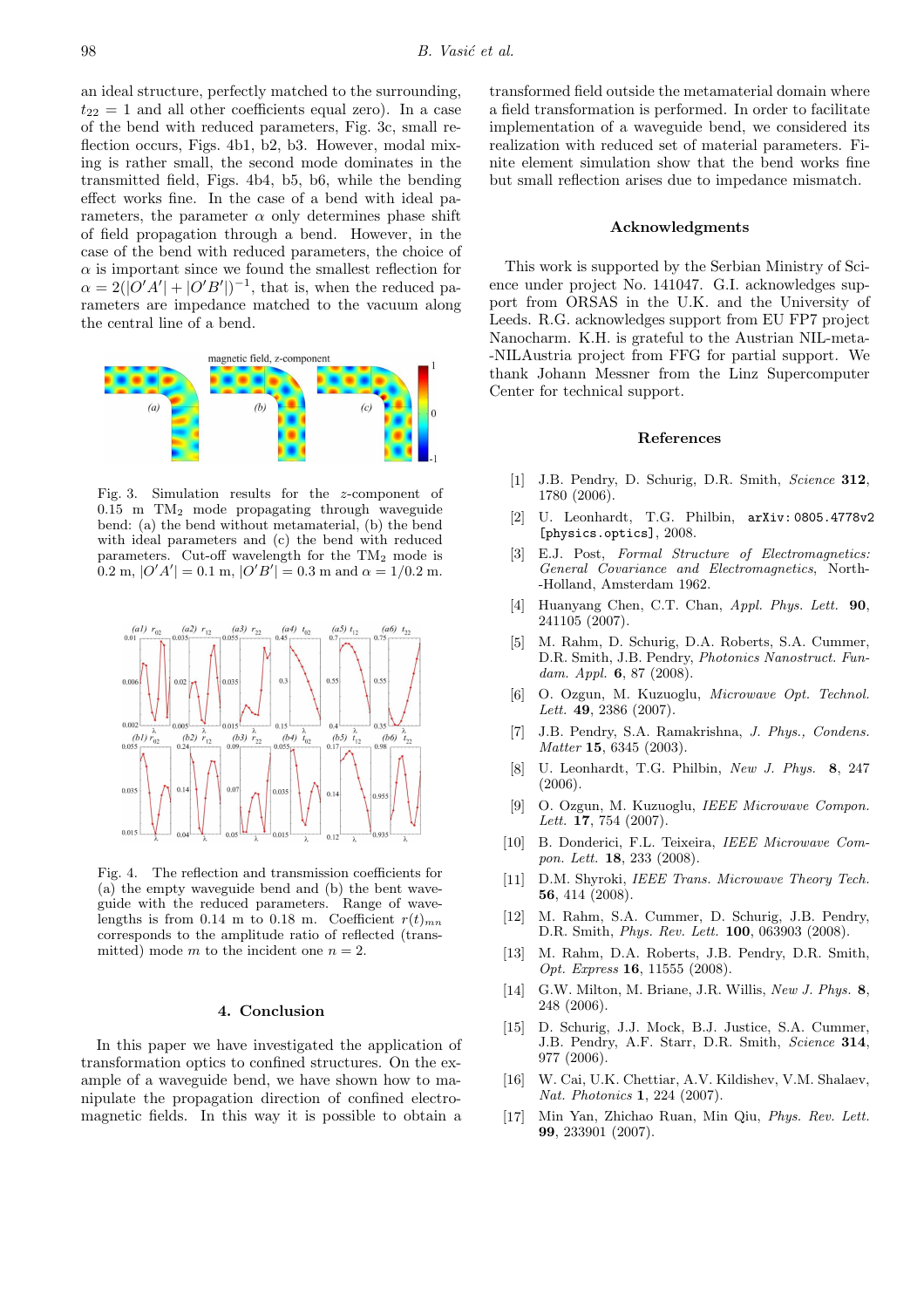an ideal structure, perfectly matched to the surrounding, $t_{22} = 1$ and all other coefficients equal zero). In a case of the bend with reduced parameters, Fig. 3c, small reflection occurs, Figs. 4b1, b2, b3. However, modal mixing is rather small, the second mode dominates in the transmitted field, Figs. 4b4, b5, b6, while the bending effect works fine. In the case of a bend with ideal parameters, the parameter $\alpha$ only determines phase shift of field propagation through a bend. However, in the case of the bend with reduced parameters, the choice of $\alpha$ is important since we found the smallest reflection for $\alpha = 2(|O'A'| + |O'B'|)^{-1}$, that is, when the reduced parameters are impedance matched to the vacuum along the central line of a bend.

magnetic field, z-component

(a) (b) (c)

1

0

-1

Fig. 3. Simulation results for the $z$-component of 0.15 m $TM_2$ mode propagating through waveguide bend: (a) the bend without metamaterial, (b) the bend with ideal parameters and (c) the bend with reduced parameters. Cut-off wavelength for the $TM_2$ mode is 0.2 m, $|O'A'| = 0.1$ m, $|O'B'| = 0.3$ m and $\alpha = 1/0.2$ m.

(a1) $r_{02}$ (a2) $r_{12}$ (a3) $r_{22}$ (a4) $t_{02}$ (a5) $t_{12}$ (a6) $t_{22}$

(b1) $r_{02}$ (b2) $r_{12}$ (b3) $r_{22}$ (b4) $t_{02}$ (b5) $t_{12}$ (b6) $t_{22}$

Fig. 4. The reflection and transmission coefficients for (a) the empty waveguide bend and (b) the bent waveguide with the reduced parameters. Range of wavelengths is from 0.14 m to 0.18 m. Coefficient $r(t)_{mn}$ corresponds to the amplitude ratio of reflected (transmitted) mode $m$ to the incident one $n = 2$.

## 4. Conclusion

In this paper we have investigated the application of transformation optics to confined structures. On the example of a waveguide bend, we have shown how to manipulate the propagation direction of confined electromagnetic fields. In this way it is possible to obtain a transformed field outside the metamaterial domain where a field transformation is performed. In order to facilitate implementation of a waveguide bend, we considered its realization with reduced set of material parameters. Finite element simulation show that the bend works fine but small reflection arises due to impedance mismatch.

## Acknowledgments

This work is supported by the Serbian Ministry of Science under project No. 141047. G.I. acknowledges support from ORSAS in the U.K. and the University of Leeds. R.G. acknowledges support from EU FP7 project Nanocharm. K.H. is grateful to the Austrian NIL-meta-NILAustria project from FFG for partial support. We thank Johann Messner from the Linz Supercomputer Center for technical support.

## References

[1] J.B. Pendry, D. Schurig, D.R. Smith, *Science* **312**, 1780 (2006).

[2] U. Leonhardt, T.G. Philbin, `arXiv:0805.4778v2 [physics.optics]`, 2008.

[3] E.J. Post, *Formal Structure of Electromagnetics: General Covariance and Electromagnetics*, North-Holland, Amsterdam 1962.

[4] Huanyang Chen, C.T. Chan, *Appl. Phys. Lett.* **90**, 241105 (2007).

[5] M. Rahm, D. Schurig, D.A. Roberts, S.A. Cummer, D.R. Smith, J.B. Pendry, *Photonics Nanostruct. Fundam. Appl.* **6**, 87 (2008).

[6] O. Ozgun, M. Kuzuoglu, *Microwave Opt. Technol. Lett.* **49**, 2386 (2007).

[7] J.B. Pendry, S.A. Ramakrishna, *J. Phys., Condens. Matter* **15**, 6345 (2003).

[8] U. Leonhardt, T.G. Philbin, *New J. Phys.* **8**, 247 (2006).

[9] O. Ozgun, M. Kuzuoglu, *IEEE Microwave Compon. Lett.* **17**, 754 (2007).

[10] B. Donderici, F.L. Teixeira, *IEEE Microwave Compon. Lett.* **18**, 233 (2008).

[11] D.M. Shyroki, *IEEE Trans. Microwave Theory Tech.* **56**, 414 (2008).

[12] M. Rahm, S.A. Cummer, D. Schurig, J.B. Pendry, D.R. Smith, *Phys. Rev. Lett.* **100**, 063903 (2008).

[13] M. Rahm, D.A. Roberts, J.B. Pendry, D.R. Smith, *Opt. Express* **16**, 11555 (2008).

[14] G.W. Milton, M. Briane, J.R. Willis, *New J. Phys.* **8**, 248 (2006).

[15] D. Schurig, J.J. Mock, B.J. Justice, S.A. Cummer, J.B. Pendry, A.F. Starr, D.R. Smith, *Science* **314**, 977 (2006).

[16] W. Cai, U.K. Chettiar, A.V. Kildishev, V.M. Shalaev, *Nat. Photonics* **1**, 224 (2007).

[17] Min Yan, Zhichao Ruan, Min Qiu, *Phys. Rev. Lett.* **99**, 233901 (2007).